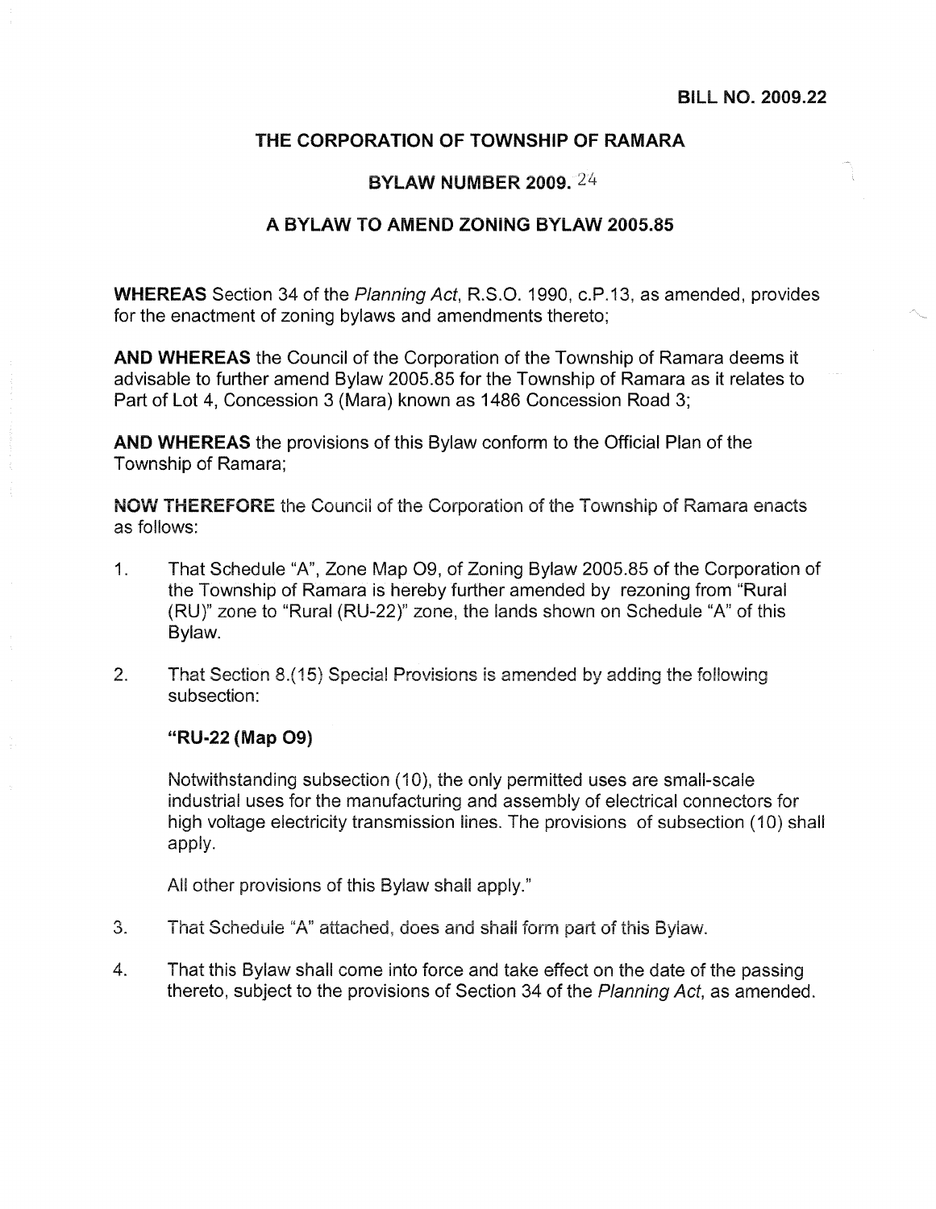**BILL NO. 2009.22**

# THE CORPORATION OF TOWNSHIP OF RAMARA

## BYLAW NUMBER 2009. 24

## A BYLAW TO AMEND ZONING BYLAW 2005.85

**WHEREAS** Section 34 of the *Planning Act*, R.S.O. 1990, c.P.13, as amended, provides for the enactment of zoning bylaws and amendments thereto;

**AND WHEREAS** the Council of the Corporation of the Township of Ramara deems it advisable to further amend Bylaw 2005.85 for the Township of Ramara as it relates to Part of Lot 4, Concession 3 (Mara) known as 1486 Concession Road 3;

**AND WHEREAS** the provisions of this Bylaw conform to the Official Plan of the Township of Ramara;

**NOW THEREFORE** the Council of the Corporation of the Township of Ramara enacts as follows:

1. That Schedule "A", Zone Map O9, of Zoning Bylaw 2005.85 of the Corporation of the Township of Ramara is hereby further amended by rezoning from "Rural (RU)" zone to "Rural (RU-22)" zone, the lands shown on Schedule "A" of this Bylaw.

2. That Section 8.(15) Special Provisions is amended by adding the following subsection:

   **"RU-22 (Map O9)**

   Notwithstanding subsection (10), the only permitted uses are small-scale industrial uses for the manufacturing and assembly of electrical connectors for high voltage electricity transmission lines. The provisions of subsection (10) shall apply.

   All other provisions of this Bylaw shall apply."

3. That Schedule "A" attached, does and shall form part of this Bylaw.

4. That this Bylaw shall come into force and take effect on the date of the passing thereto, subject to the provisions of Section 34 of the *Planning Act*, as amended.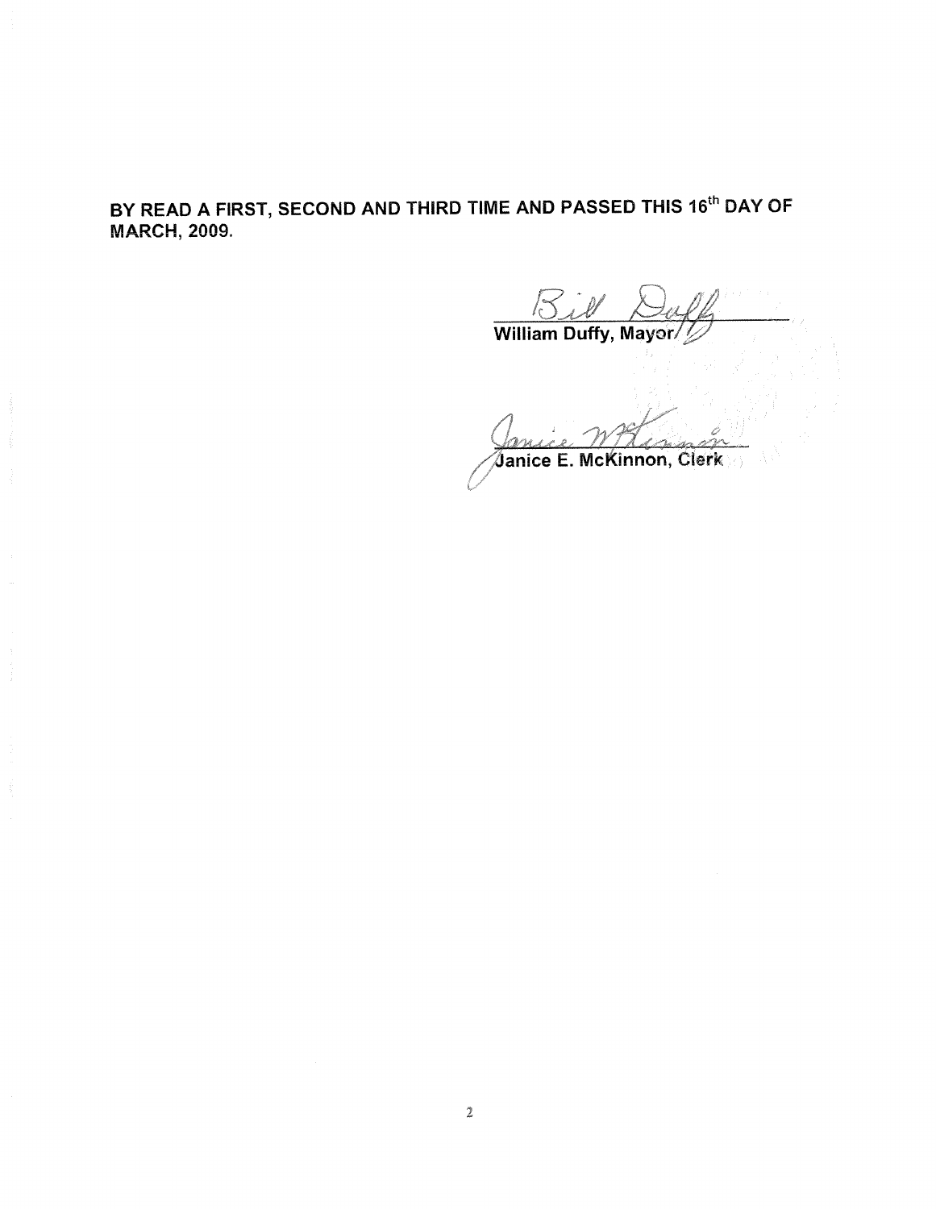**BY READ A FIRST, SECOND AND THIRD TIME AND PASSED THIS 16th DAY OF MARCH, 2009.**

Bill Duffy

**William Duffy, Mayor**

Janice McKinnon

**Janice E. McKinnon, Clerk**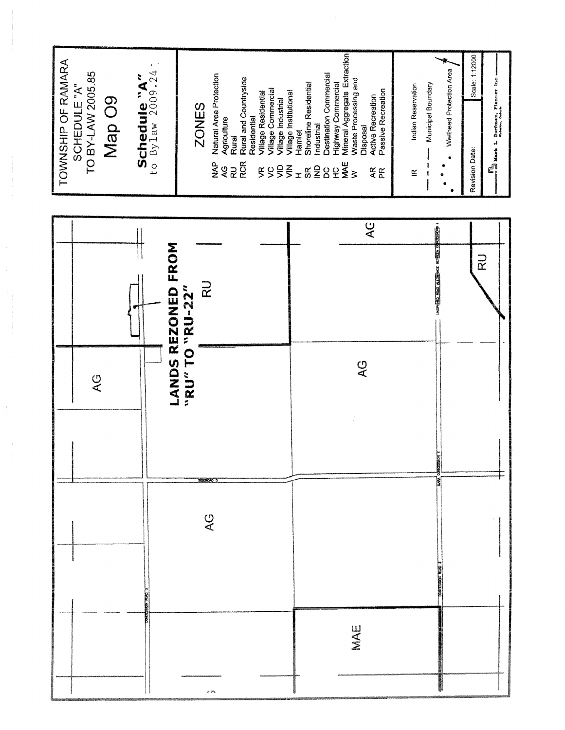TOWNSHIP OF RAMARA
SCHEDULE "A"
TO BY-LAW 2005.85

# Map O9

**Schedule "A"**
to Bylaw 2009.24

## ZONES

- NAP Natural Area Protection
- AG Agriculture
- RU Rural
- RCR Rural and Countryside Residential
- VR Village Residential
- VC Village Commercial
- VID Village Industrial
- VIN Village Institutional
- H Hamlet
- SR Shoreline Residential
- IND Industrial
- DC Destination Commercial
- HC Highway Commercial
- MAE Mineral Aggregate Extraction
- W Waste Processing and Disposal
- AR Active Recreation
- PR Passive Recreation

IR Indian Reservation

Municipal Boundary

Wellhead Protection Area

Revision Date:

Scale: 1:12000

Mark L. Dorfman, Planner Inc.

AG

AG

LANDS REZONED FROM "RU" TO "RU-22"

RU

AG

AG

MAE

RU

SIDEROAD 5

CONCESSION ROAD 3

CONCESSION ROAD 2

UNOPENED ROAD ALLOWANCE BETWEEN CONCESSIONS

MARA CONCESSION 3